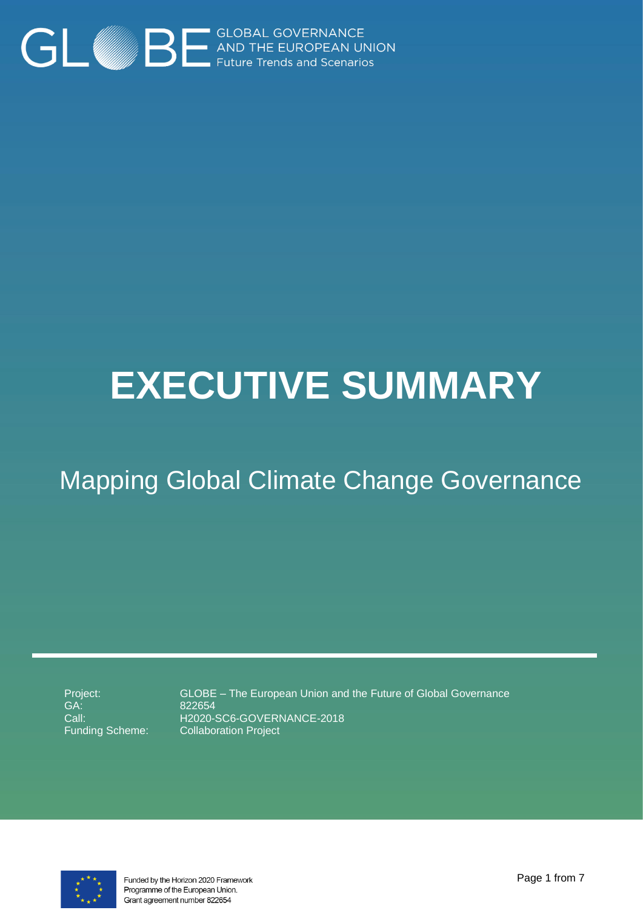GLOBE GLOBAL GOVERNANCE AND THE EUROPEAN UNION Future Trends and Scenarios

# EXECUTIVE SUMMARY

## Mapping Global Climate Change Governance

| | |
|---|---|
| Project: | GLOBE – The European Union and the Future of Global Governance |
| GA: | 822654 |
| Call: | H2020-SC6-GOVERNANCE-2018 |
| Funding Scheme: | Collaboration Project |

Funded by the Horizon 2020 Framework Programme of the European Union. Grant agreement number 822654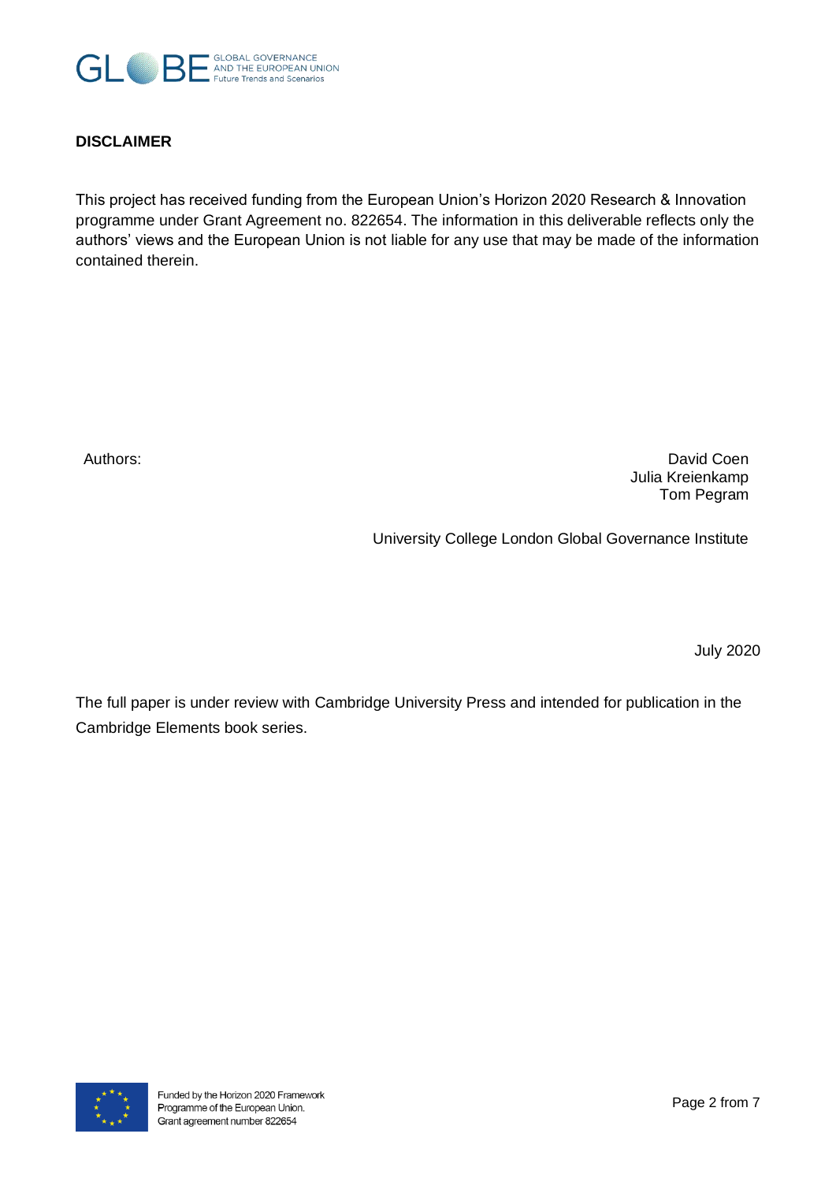**DISCLAIMER**

This project has received funding from the European Union's Horizon 2020 Research & Innovation programme under Grant Agreement no. 822654. The information in this deliverable reflects only the authors' views and the European Union is not liable for any use that may be made of the information contained therein.

Authors:

David Coen
Julia Kreienkamp
Tom Pegram

University College London Global Governance Institute

July 2020

The full paper is under review with Cambridge University Press and intended for publication in the Cambridge Elements book series.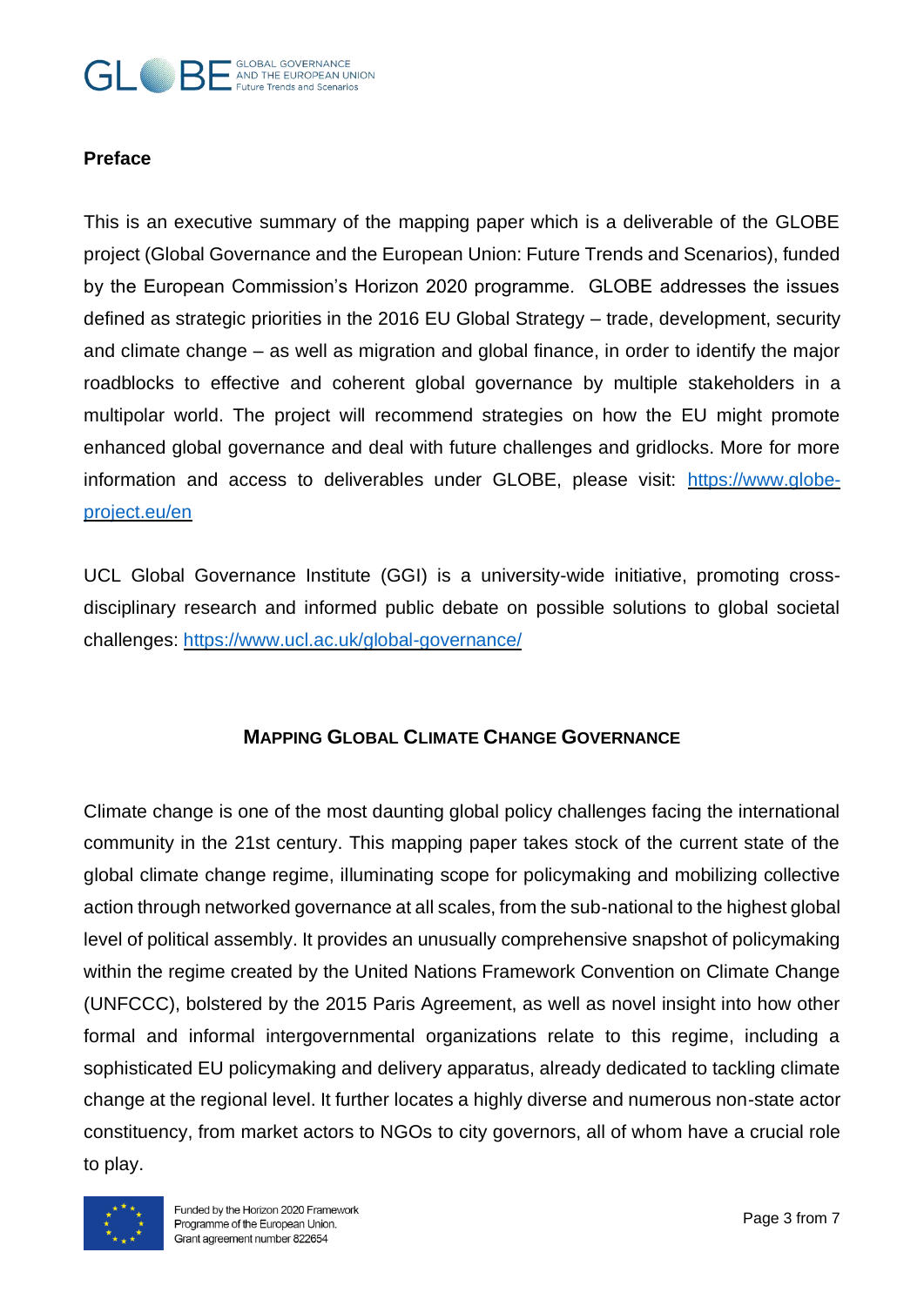## Preface

This is an executive summary of the mapping paper which is a deliverable of the GLOBE project (Global Governance and the European Union: Future Trends and Scenarios), funded by the European Commission's Horizon 2020 programme. GLOBE addresses the issues defined as strategic priorities in the 2016 EU Global Strategy – trade, development, security and climate change – as well as migration and global finance, in order to identify the major roadblocks to effective and coherent global governance by multiple stakeholders in a multipolar world. The project will recommend strategies on how the EU might promote enhanced global governance and deal with future challenges and gridlocks. More for more information and access to deliverables under GLOBE, please visit: [https://www.globe-project.eu/en](https://www.globe-project.eu/en)

UCL Global Governance Institute (GGI) is a university-wide initiative, promoting cross-disciplinary research and informed public debate on possible solutions to global societal challenges: [https://www.ucl.ac.uk/global-governance/](https://www.ucl.ac.uk/global-governance/)

## MAPPING GLOBAL CLIMATE CHANGE GOVERNANCE

Climate change is one of the most daunting global policy challenges facing the international community in the 21st century. This mapping paper takes stock of the current state of the global climate change regime, illuminating scope for policymaking and mobilizing collective action through networked governance at all scales, from the sub-national to the highest global level of political assembly. It provides an unusually comprehensive snapshot of policymaking within the regime created by the United Nations Framework Convention on Climate Change (UNFCCC), bolstered by the 2015 Paris Agreement, as well as novel insight into how other formal and informal intergovernmental organizations relate to this regime, including a sophisticated EU policymaking and delivery apparatus, already dedicated to tackling climate change at the regional level. It further locates a highly diverse and numerous non-state actor constituency, from market actors to NGOs to city governors, all of whom have a crucial role to play.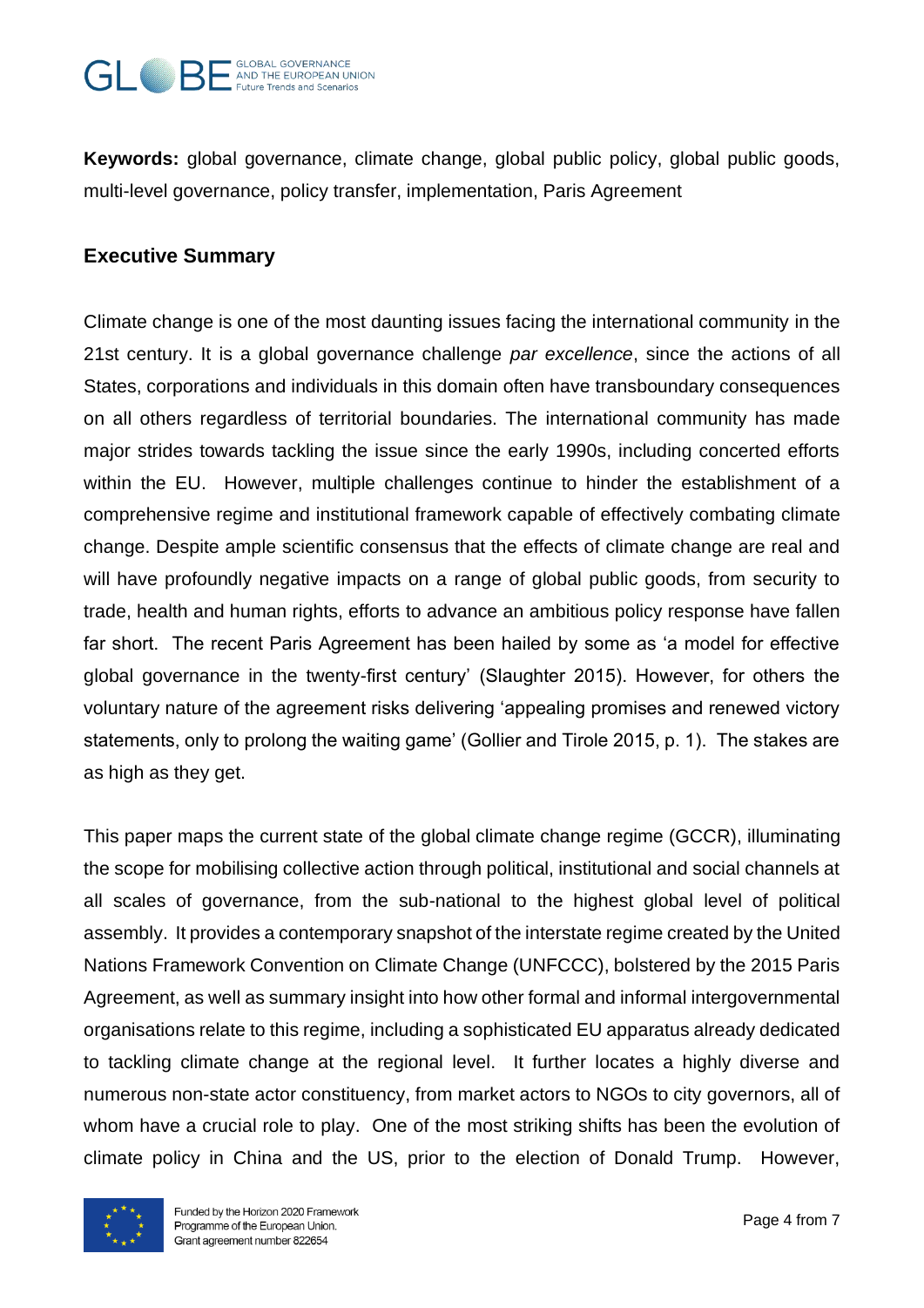**Keywords:** global governance, climate change, global public policy, global public goods, multi-level governance, policy transfer, implementation, Paris Agreement

## Executive Summary

Climate change is one of the most daunting issues facing the international community in the 21st century. It is a global governance challenge *par excellence*, since the actions of all States, corporations and individuals in this domain often have transboundary consequences on all others regardless of territorial boundaries. The international community has made major strides towards tackling the issue since the early 1990s, including concerted efforts within the EU. However, multiple challenges continue to hinder the establishment of a comprehensive regime and institutional framework capable of effectively combating climate change. Despite ample scientific consensus that the effects of climate change are real and will have profoundly negative impacts on a range of global public goods, from security to trade, health and human rights, efforts to advance an ambitious policy response have fallen far short. The recent Paris Agreement has been hailed by some as 'a model for effective global governance in the twenty-first century' (Slaughter 2015). However, for others the voluntary nature of the agreement risks delivering 'appealing promises and renewed victory statements, only to prolong the waiting game' (Gollier and Tirole 2015, p. 1). The stakes are as high as they get.

This paper maps the current state of the global climate change regime (GCCR), illuminating the scope for mobilising collective action through political, institutional and social channels at all scales of governance, from the sub-national to the highest global level of political assembly. It provides a contemporary snapshot of the interstate regime created by the United Nations Framework Convention on Climate Change (UNFCCC), bolstered by the 2015 Paris Agreement, as well as summary insight into how other formal and informal intergovernmental organisations relate to this regime, including a sophisticated EU apparatus already dedicated to tackling climate change at the regional level. It further locates a highly diverse and numerous non-state actor constituency, from market actors to NGOs to city governors, all of whom have a crucial role to play. One of the most striking shifts has been the evolution of climate policy in China and the US, prior to the election of Donald Trump. However,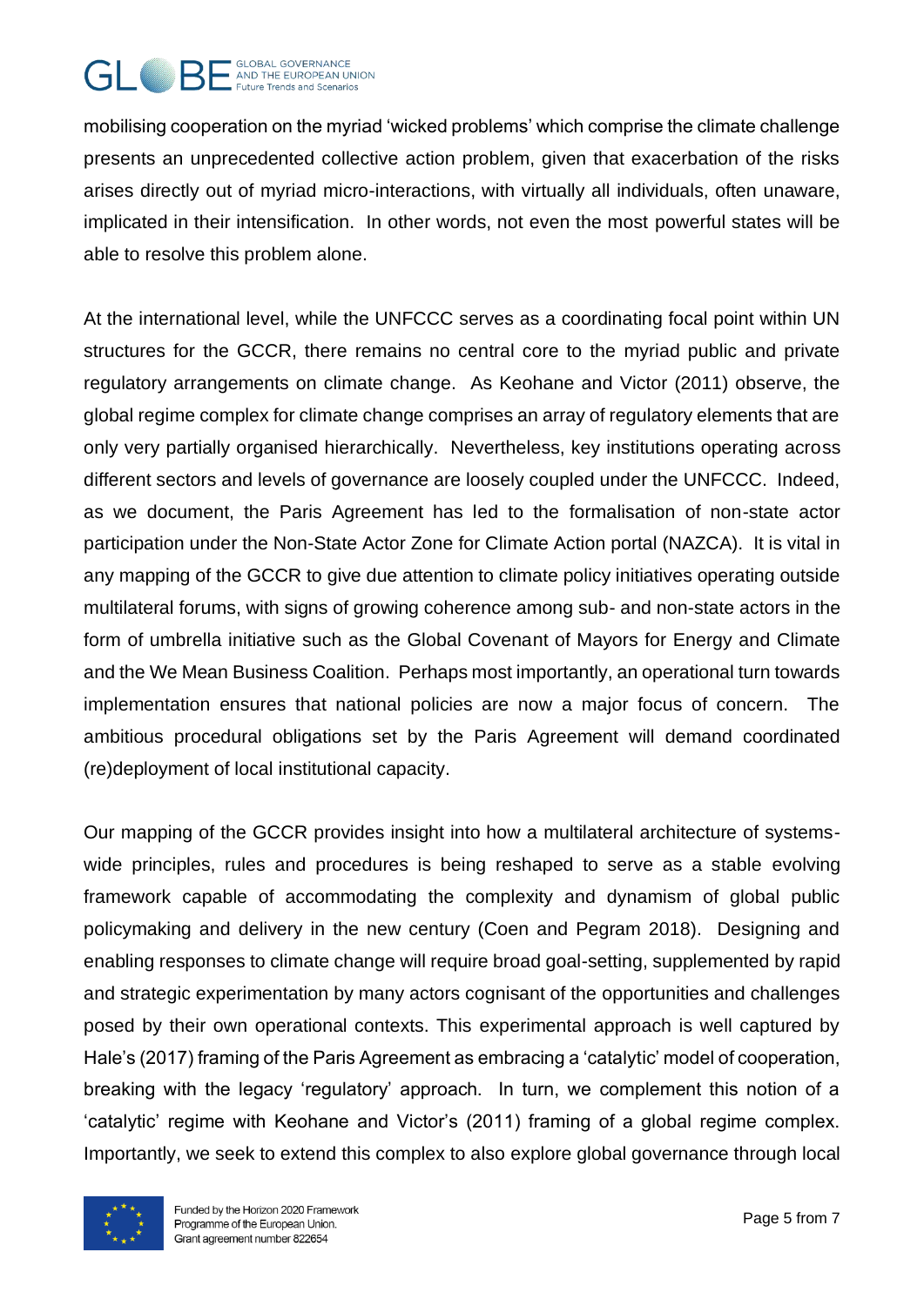mobilising cooperation on the myriad 'wicked problems' which comprise the climate challenge presents an unprecedented collective action problem, given that exacerbation of the risks arises directly out of myriad micro-interactions, with virtually all individuals, often unaware, implicated in their intensification. In other words, not even the most powerful states will be able to resolve this problem alone.

At the international level, while the UNFCCC serves as a coordinating focal point within UN structures for the GCCR, there remains no central core to the myriad public and private regulatory arrangements on climate change. As Keohane and Victor (2011) observe, the global regime complex for climate change comprises an array of regulatory elements that are only very partially organised hierarchically. Nevertheless, key institutions operating across different sectors and levels of governance are loosely coupled under the UNFCCC. Indeed, as we document, the Paris Agreement has led to the formalisation of non-state actor participation under the Non-State Actor Zone for Climate Action portal (NAZCA). It is vital in any mapping of the GCCR to give due attention to climate policy initiatives operating outside multilateral forums, with signs of growing coherence among sub- and non-state actors in the form of umbrella initiative such as the Global Covenant of Mayors for Energy and Climate and the We Mean Business Coalition. Perhaps most importantly, an operational turn towards implementation ensures that national policies are now a major focus of concern. The ambitious procedural obligations set by the Paris Agreement will demand coordinated (re)deployment of local institutional capacity.

Our mapping of the GCCR provides insight into how a multilateral architecture of systems-wide principles, rules and procedures is being reshaped to serve as a stable evolving framework capable of accommodating the complexity and dynamism of global public policymaking and delivery in the new century (Coen and Pegram 2018). Designing and enabling responses to climate change will require broad goal-setting, supplemented by rapid and strategic experimentation by many actors cognisant of the opportunities and challenges posed by their own operational contexts. This experimental approach is well captured by Hale's (2017) framing of the Paris Agreement as embracing a 'catalytic' model of cooperation, breaking with the legacy 'regulatory' approach. In turn, we complement this notion of a 'catalytic' regime with Keohane and Victor's (2011) framing of a global regime complex. Importantly, we seek to extend this complex to also explore global governance through local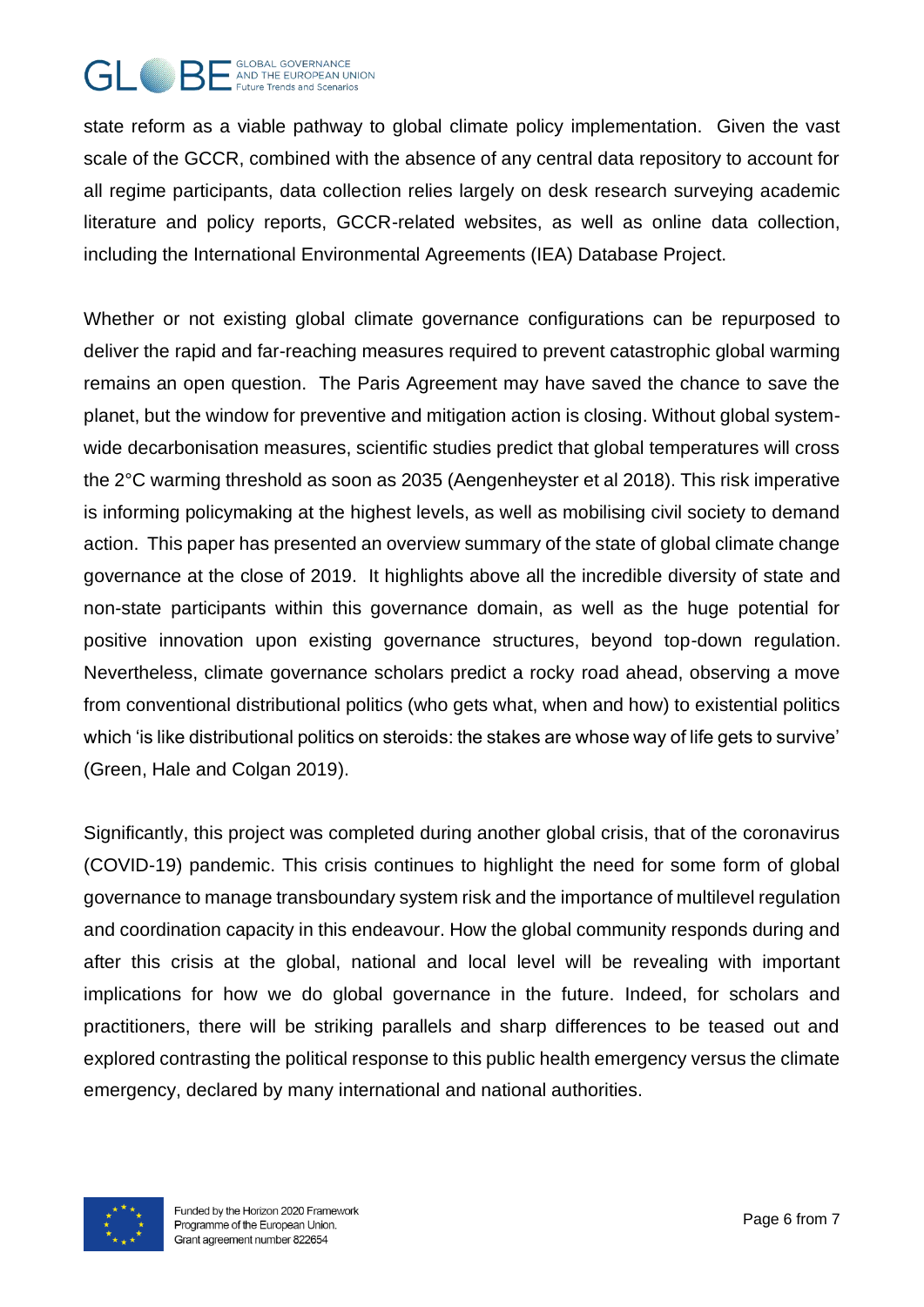state reform as a viable pathway to global climate policy implementation. Given the vast scale of the GCCR, combined with the absence of any central data repository to account for all regime participants, data collection relies largely on desk research surveying academic literature and policy reports, GCCR-related websites, as well as online data collection, including the International Environmental Agreements (IEA) Database Project.

Whether or not existing global climate governance configurations can be repurposed to deliver the rapid and far-reaching measures required to prevent catastrophic global warming remains an open question. The Paris Agreement may have saved the chance to save the planet, but the window for preventive and mitigation action is closing. Without global system-wide decarbonisation measures, scientific studies predict that global temperatures will cross the 2°C warming threshold as soon as 2035 (Aengenheyster et al 2018). This risk imperative is informing policymaking at the highest levels, as well as mobilising civil society to demand action. This paper has presented an overview summary of the state of global climate change governance at the close of 2019. It highlights above all the incredible diversity of state and non-state participants within this governance domain, as well as the huge potential for positive innovation upon existing governance structures, beyond top-down regulation. Nevertheless, climate governance scholars predict a rocky road ahead, observing a move from conventional distributional politics (who gets what, when and how) to existential politics which 'is like distributional politics on steroids: the stakes are whose way of life gets to survive' (Green, Hale and Colgan 2019).

Significantly, this project was completed during another global crisis, that of the coronavirus (COVID-19) pandemic. This crisis continues to highlight the need for some form of global governance to manage transboundary system risk and the importance of multilevel regulation and coordination capacity in this endeavour. How the global community responds during and after this crisis at the global, national and local level will be revealing with important implications for how we do global governance in the future. Indeed, for scholars and practitioners, there will be striking parallels and sharp differences to be teased out and explored contrasting the political response to this public health emergency versus the climate emergency, declared by many international and national authorities.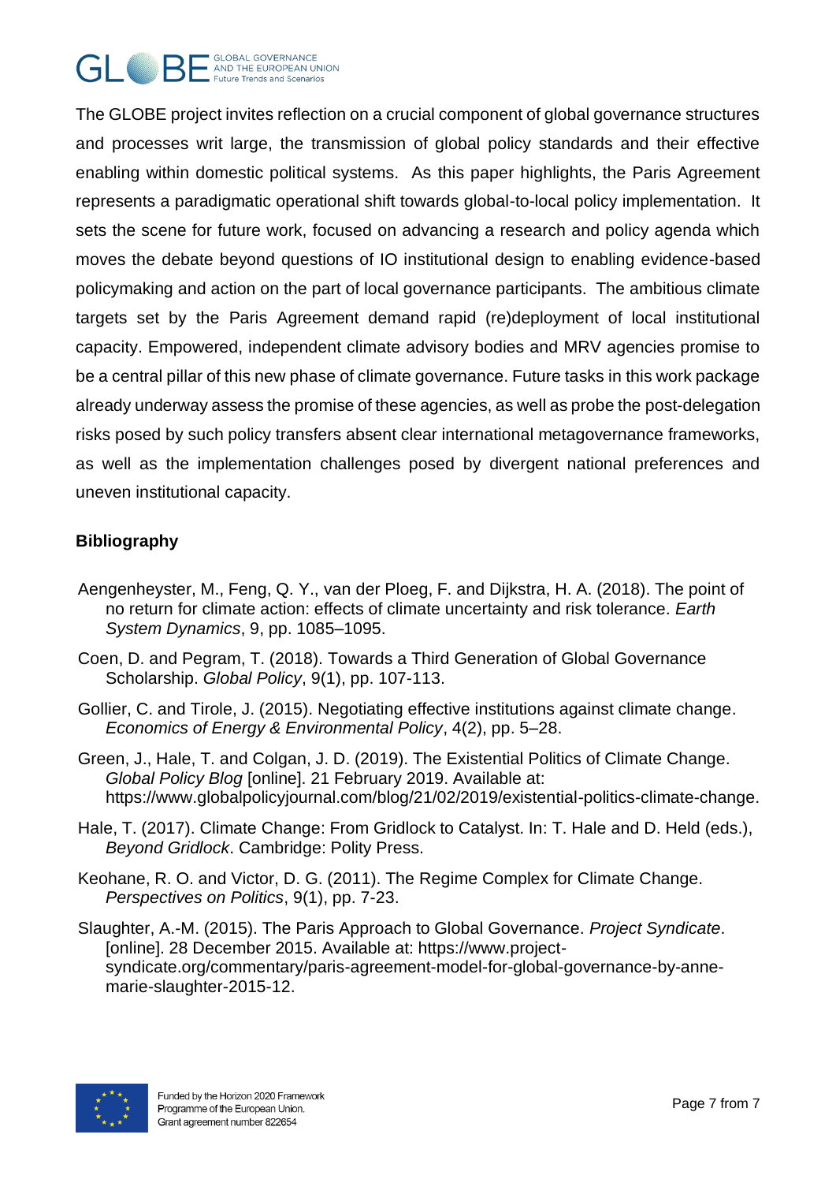The GLOBE project invites reflection on a crucial component of global governance structures and processes writ large, the transmission of global policy standards and their effective enabling within domestic political systems. As this paper highlights, the Paris Agreement represents a paradigmatic operational shift towards global-to-local policy implementation. It sets the scene for future work, focused on advancing a research and policy agenda which moves the debate beyond questions of IO institutional design to enabling evidence-based policymaking and action on the part of local governance participants. The ambitious climate targets set by the Paris Agreement demand rapid (re)deployment of local institutional capacity. Empowered, independent climate advisory bodies and MRV agencies promise to be a central pillar of this new phase of climate governance. Future tasks in this work package already underway assess the promise of these agencies, as well as probe the post-delegation risks posed by such policy transfers absent clear international metagovernance frameworks, as well as the implementation challenges posed by divergent national preferences and uneven institutional capacity.

## Bibliography

Aengenheyster, M., Feng, Q. Y., van der Ploeg, F. and Dijkstra, H. A. (2018). The point of no return for climate action: effects of climate uncertainty and risk tolerance. *Earth System Dynamics*, 9, pp. 1085–1095.

Coen, D. and Pegram, T. (2018). Towards a Third Generation of Global Governance Scholarship. *Global Policy*, 9(1), pp. 107-113.

Gollier, C. and Tirole, J. (2015). Negotiating effective institutions against climate change. *Economics of Energy & Environmental Policy*, 4(2), pp. 5–28.

Green, J., Hale, T. and Colgan, J. D. (2019). The Existential Politics of Climate Change. *Global Policy Blog* [online]. 21 February 2019. Available at: https://www.globalpolicyjournal.com/blog/21/02/2019/existential-politics-climate-change.

Hale, T. (2017). Climate Change: From Gridlock to Catalyst. In: T. Hale and D. Held (eds.), *Beyond Gridlock*. Cambridge: Polity Press.

Keohane, R. O. and Victor, D. G. (2011). The Regime Complex for Climate Change. *Perspectives on Politics*, 9(1), pp. 7-23.

Slaughter, A.-M. (2015). The Paris Approach to Global Governance. *Project Syndicate*. [online]. 28 December 2015. Available at: https://www.project-syndicate.org/commentary/paris-agreement-model-for-global-governance-by-anne-marie-slaughter-2015-12.

Funded by the Horizon 2020 Framework Programme of the European Union. Grant agreement number 822654